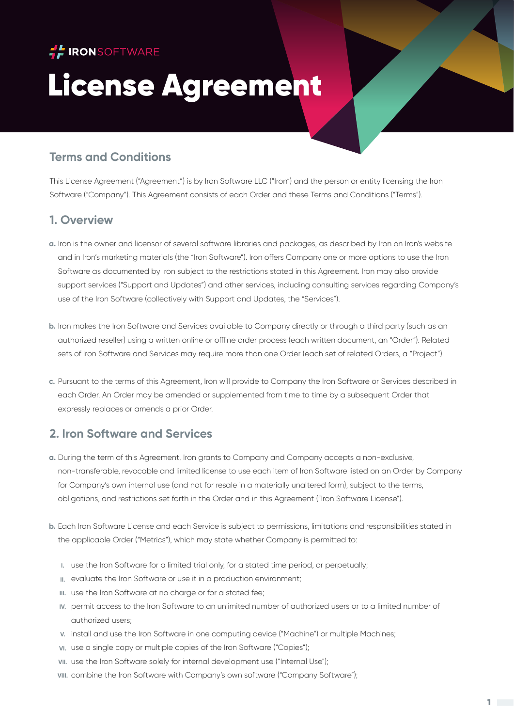IRONSOFTWARE

# License Agreement

## Terms and Conditions

This License Agreement ("Agreement") is by Iron Software LLC ("Iron") and the person or entity licensing the Iron Software ("Company"). This Agreement consists of each Order and these Terms and Conditions ("Terms").

## 1. Overview

**a.** Iron is the owner and licensor of several software libraries and packages, as described by Iron on Iron's website and in Iron's marketing materials (the "Iron Software"). Iron offers Company one or more options to use the Iron Software as documented by Iron subject to the restrictions stated in this Agreement. Iron may also provide support services ("Support and Updates") and other services, including consulting services regarding Company's use of the Iron Software (collectively with Support and Updates, the "Services").

**b.** Iron makes the Iron Software and Services available to Company directly or through a third party (such as an authorized reseller) using a written online or offline order process (each written document, an "Order"). Related sets of Iron Software and Services may require more than one Order (each set of related Orders, a "Project").

**c.** Pursuant to the terms of this Agreement, Iron will provide to Company the Iron Software or Services described in each Order. An Order may be amended or supplemented from time to time by a subsequent Order that expressly replaces or amends a prior Order.

## 2. Iron Software and Services

**a.** During the term of this Agreement, Iron grants to Company and Company accepts a non-exclusive, non-transferable, revocable and limited license to use each item of Iron Software listed on an Order by Company for Company's own internal use (and not for resale in a materially unaltered form), subject to the terms, obligations, and restrictions set forth in the Order and in this Agreement ("Iron Software License").

**b.** Each Iron Software License and each Service is subject to permissions, limitations and responsibilities stated in the applicable Order ("Metrics"), which may state whether Company is permitted to:

- I. use the Iron Software for a limited trial only, for a stated time period, or perpetually;
- II. evaluate the Iron Software or use it in a production environment;
- III. use the Iron Software at no charge or for a stated fee;
- IV. permit access to the Iron Software to an unlimited number of authorized users or to a limited number of authorized users;
- V. install and use the Iron Software in one computing device ("Machine") or multiple Machines;
- VI. use a single copy or multiple copies of the Iron Software ("Copies");
- VII. use the Iron Software solely for internal development use ("Internal Use");
- VIII. combine the Iron Software with Company's own software ("Company Software");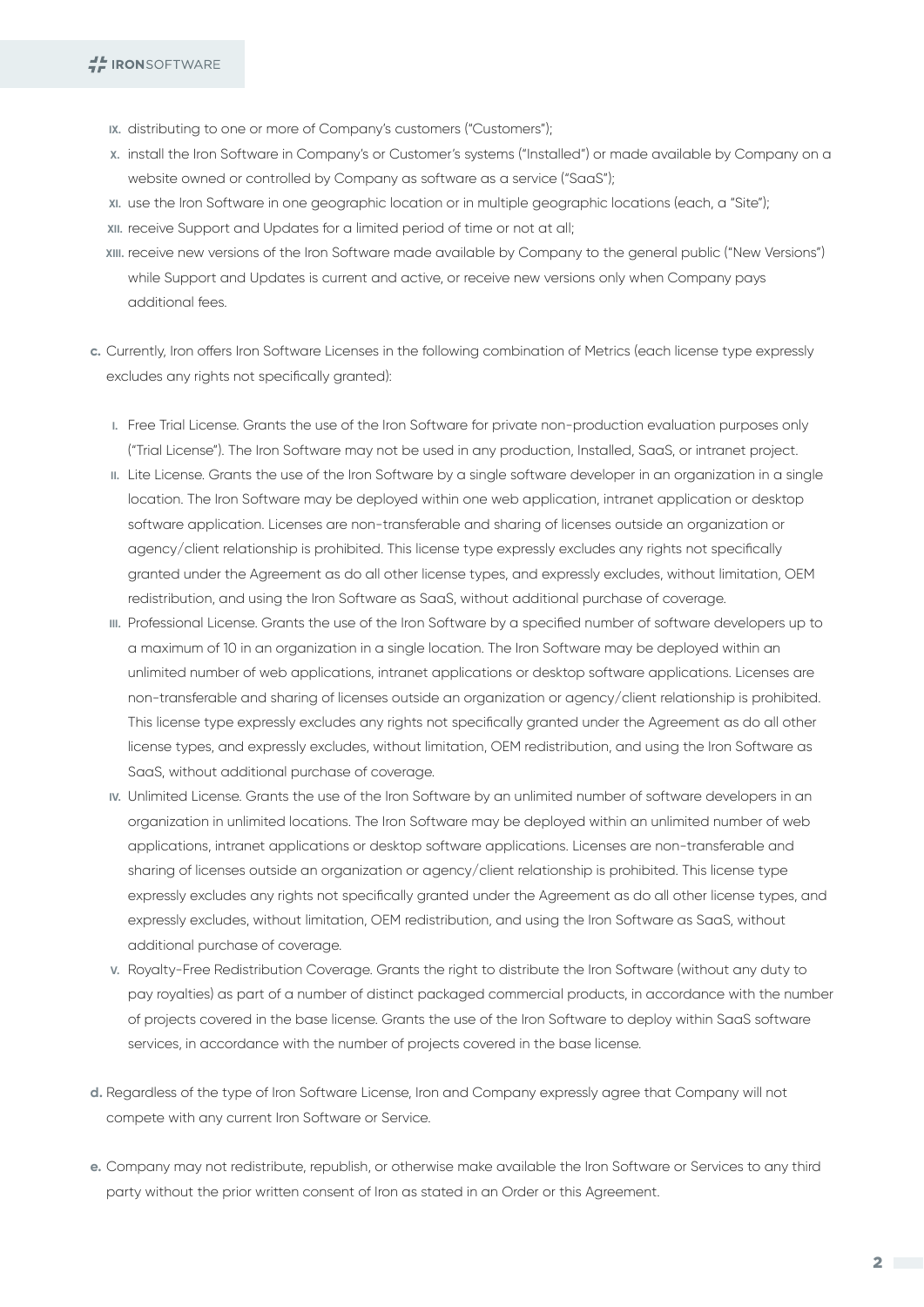- IX. distributing to one or more of Company's customers ("Customers");
- X. install the Iron Software in Company's or Customer's systems ("Installed") or made available by Company on a website owned or controlled by Company as software as a service ("SaaS");
- XI. use the Iron Software in one geographic location or in multiple geographic locations (each, a "Site");
- XII. receive Support and Updates for a limited period of time or not at all;
- XIII. receive new versions of the Iron Software made available by Company to the general public ("New Versions") while Support and Updates is current and active, or receive new versions only when Company pays additional fees.

**c.** Currently, Iron offers Iron Software Licenses in the following combination of Metrics (each license type expressly excludes any rights not specifically granted):

- I. Free Trial License. Grants the use of the Iron Software for private non-production evaluation purposes only ("Trial License"). The Iron Software may not be used in any production, Installed, SaaS, or intranet project.
- II. Lite License. Grants the use of the Iron Software by a single software developer in an organization in a single location. The Iron Software may be deployed within one web application, intranet application or desktop software application. Licenses are non-transferable and sharing of licenses outside an organization or agency/client relationship is prohibited. This license type expressly excludes any rights not specifically granted under the Agreement as do all other license types, and expressly excludes, without limitation, OEM redistribution, and using the Iron Software as SaaS, without additional purchase of coverage.
- III. Professional License. Grants the use of the Iron Software by a specified number of software developers up to a maximum of 10 in an organization in a single location. The Iron Software may be deployed within an unlimited number of web applications, intranet applications or desktop software applications. Licenses are non-transferable and sharing of licenses outside an organization or agency/client relationship is prohibited. This license type expressly excludes any rights not specifically granted under the Agreement as do all other license types, and expressly excludes, without limitation, OEM redistribution, and using the Iron Software as SaaS, without additional purchase of coverage.
- IV. Unlimited License. Grants the use of the Iron Software by an unlimited number of software developers in an organization in unlimited locations. The Iron Software may be deployed within an unlimited number of web applications, intranet applications or desktop software applications. Licenses are non-transferable and sharing of licenses outside an organization or agency/client relationship is prohibited. This license type expressly excludes any rights not specifically granted under the Agreement as do all other license types, and expressly excludes, without limitation, OEM redistribution, and using the Iron Software as SaaS, without additional purchase of coverage.
- V. Royalty-Free Redistribution Coverage. Grants the right to distribute the Iron Software (without any duty to pay royalties) as part of a number of distinct packaged commercial products, in accordance with the number of projects covered in the base license. Grants the use of the Iron Software to deploy within SaaS software services, in accordance with the number of projects covered in the base license.

**d.** Regardless of the type of Iron Software License, Iron and Company expressly agree that Company will not compete with any current Iron Software or Service.

**e.** Company may not redistribute, republish, or otherwise make available the Iron Software or Services to any third party without the prior written consent of Iron as stated in an Order or this Agreement.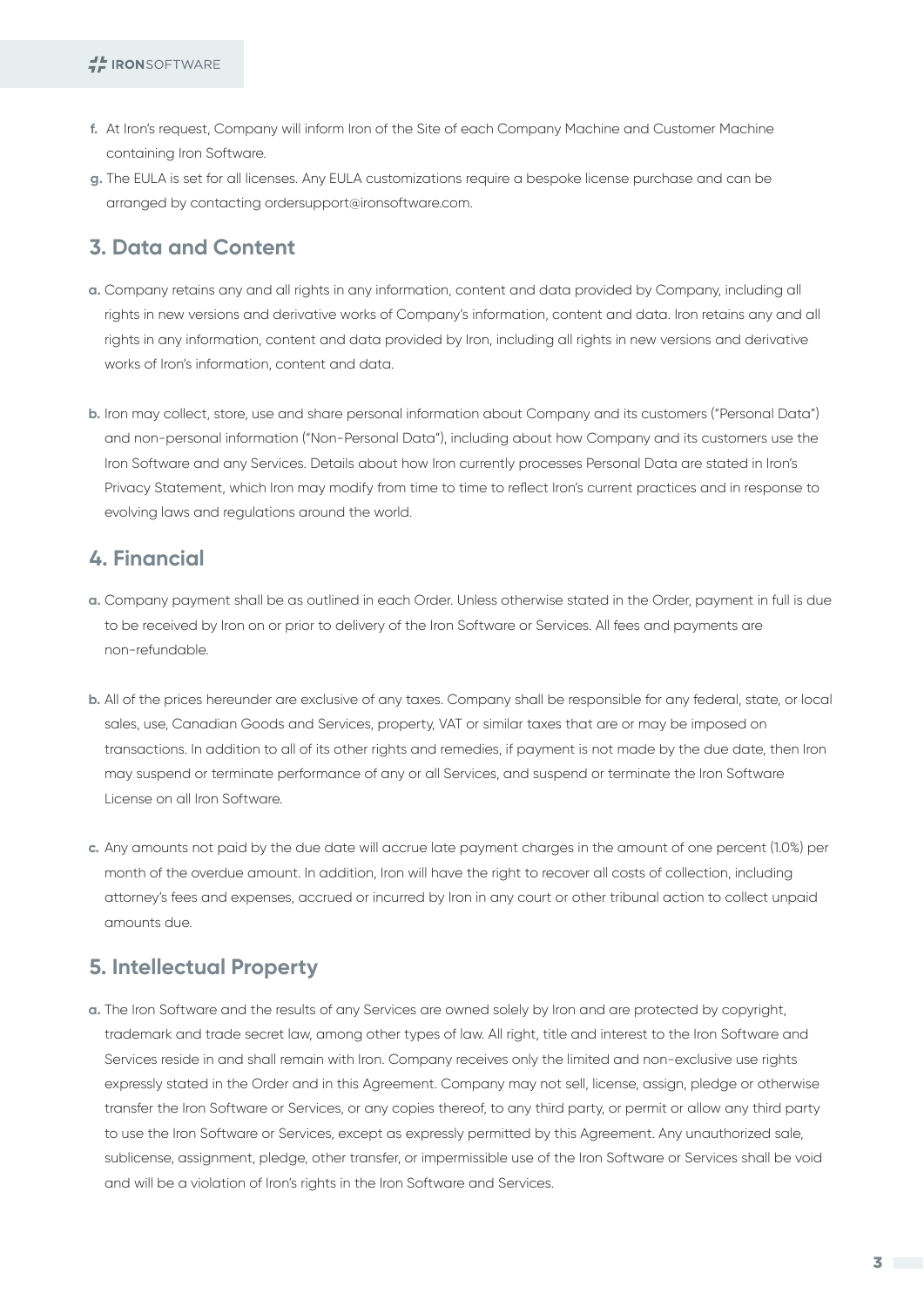f. At Iron's request, Company will inform Iron of the Site of each Company Machine and Customer Machine containing Iron Software.

g. The EULA is set for all licenses. Any EULA customizations require a bespoke license purchase and can be arranged by contacting ordersupport@ironsoftware.com.

## 3. Data and Content

a. Company retains any and all rights in any information, content and data provided by Company, including all rights in new versions and derivative works of Company's information, content and data. Iron retains any and all rights in any information, content and data provided by Iron, including all rights in new versions and derivative works of Iron's information, content and data.

b. Iron may collect, store, use and share personal information about Company and its customers ("Personal Data") and non-personal information ("Non-Personal Data"), including about how Company and its customers use the Iron Software and any Services. Details about how Iron currently processes Personal Data are stated in Iron's Privacy Statement, which Iron may modify from time to time to reflect Iron's current practices and in response to evolving laws and regulations around the world.

## 4. Financial

a. Company payment shall be as outlined in each Order. Unless otherwise stated in the Order, payment in full is due to be received by Iron on or prior to delivery of the Iron Software or Services. All fees and payments are non-refundable.

b. All of the prices hereunder are exclusive of any taxes. Company shall be responsible for any federal, state, or local sales, use, Canadian Goods and Services, property, VAT or similar taxes that are or may be imposed on transactions. In addition to all of its other rights and remedies, if payment is not made by the due date, then Iron may suspend or terminate performance of any or all Services, and suspend or terminate the Iron Software License on all Iron Software.

c. Any amounts not paid by the due date will accrue late payment charges in the amount of one percent (1.0%) per month of the overdue amount. In addition, Iron will have the right to recover all costs of collection, including attorney's fees and expenses, accrued or incurred by Iron in any court or other tribunal action to collect unpaid amounts due.

## 5. Intellectual Property

a. The Iron Software and the results of any Services are owned solely by Iron and are protected by copyright, trademark and trade secret law, among other types of law. All right, title and interest to the Iron Software and Services reside in and shall remain with Iron. Company receives only the limited and non-exclusive use rights expressly stated in the Order and in this Agreement. Company may not sell, license, assign, pledge or otherwise transfer the Iron Software or Services, or any copies thereof, to any third party, or permit or allow any third party to use the Iron Software or Services, except as expressly permitted by this Agreement. Any unauthorized sale, sublicense, assignment, pledge, other transfer, or impermissible use of the Iron Software or Services shall be void and will be a violation of Iron's rights in the Iron Software and Services.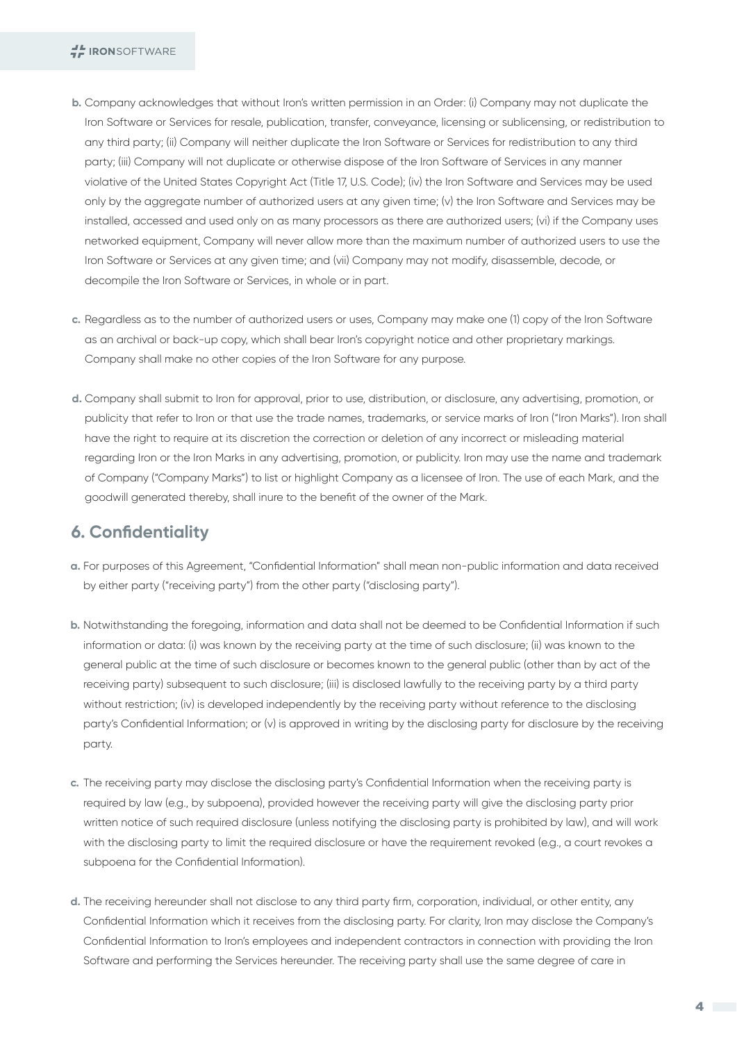**b.** Company acknowledges that without Iron's written permission in an Order: (i) Company may not duplicate the Iron Software or Services for resale, publication, transfer, conveyance, licensing or sublicensing, or redistribution to any third party; (ii) Company will neither duplicate the Iron Software or Services for redistribution to any third party; (iii) Company will not duplicate or otherwise dispose of the Iron Software of Services in any manner violative of the United States Copyright Act (Title 17, U.S. Code); (iv) the Iron Software and Services may be used only by the aggregate number of authorized users at any given time; (v) the Iron Software and Services may be installed, accessed and used only on as many processors as there are authorized users; (vi) if the Company uses networked equipment, Company will never allow more than the maximum number of authorized users to use the Iron Software or Services at any given time; and (vii) Company may not modify, disassemble, decode, or decompile the Iron Software or Services, in whole or in part.

**c.** Regardless as to the number of authorized users or uses, Company may make one (1) copy of the Iron Software as an archival or back-up copy, which shall bear Iron's copyright notice and other proprietary markings. Company shall make no other copies of the Iron Software for any purpose.

**d.** Company shall submit to Iron for approval, prior to use, distribution, or disclosure, any advertising, promotion, or publicity that refer to Iron or that use the trade names, trademarks, or service marks of Iron ("Iron Marks"). Iron shall have the right to require at its discretion the correction or deletion of any incorrect or misleading material regarding Iron or the Iron Marks in any advertising, promotion, or publicity. Iron may use the name and trademark of Company ("Company Marks") to list or highlight Company as a licensee of Iron. The use of each Mark, and the goodwill generated thereby, shall inure to the benefit of the owner of the Mark.

## 6. Confidentiality

**a.** For purposes of this Agreement, "Confidential Information" shall mean non-public information and data received by either party ("receiving party") from the other party ("disclosing party").

**b.** Notwithstanding the foregoing, information and data shall not be deemed to be Confidential Information if such information or data: (i) was known by the receiving party at the time of such disclosure; (ii) was known to the general public at the time of such disclosure or becomes known to the general public (other than by act of the receiving party) subsequent to such disclosure; (iii) is disclosed lawfully to the receiving party by a third party without restriction; (iv) is developed independently by the receiving party without reference to the disclosing party's Confidential Information; or (v) is approved in writing by the disclosing party for disclosure by the receiving party.

**c.** The receiving party may disclose the disclosing party's Confidential Information when the receiving party is required by law (e.g., by subpoena), provided however the receiving party will give the disclosing party prior written notice of such required disclosure (unless notifying the disclosing party is prohibited by law), and will work with the disclosing party to limit the required disclosure or have the requirement revoked (e.g., a court revokes a subpoena for the Confidential Information).

**d.** The receiving hereunder shall not disclose to any third party firm, corporation, individual, or other entity, any Confidential Information which it receives from the disclosing party. For clarity, Iron may disclose the Company's Confidential Information to Iron's employees and independent contractors in connection with providing the Iron Software and performing the Services hereunder. The receiving party shall use the same degree of care in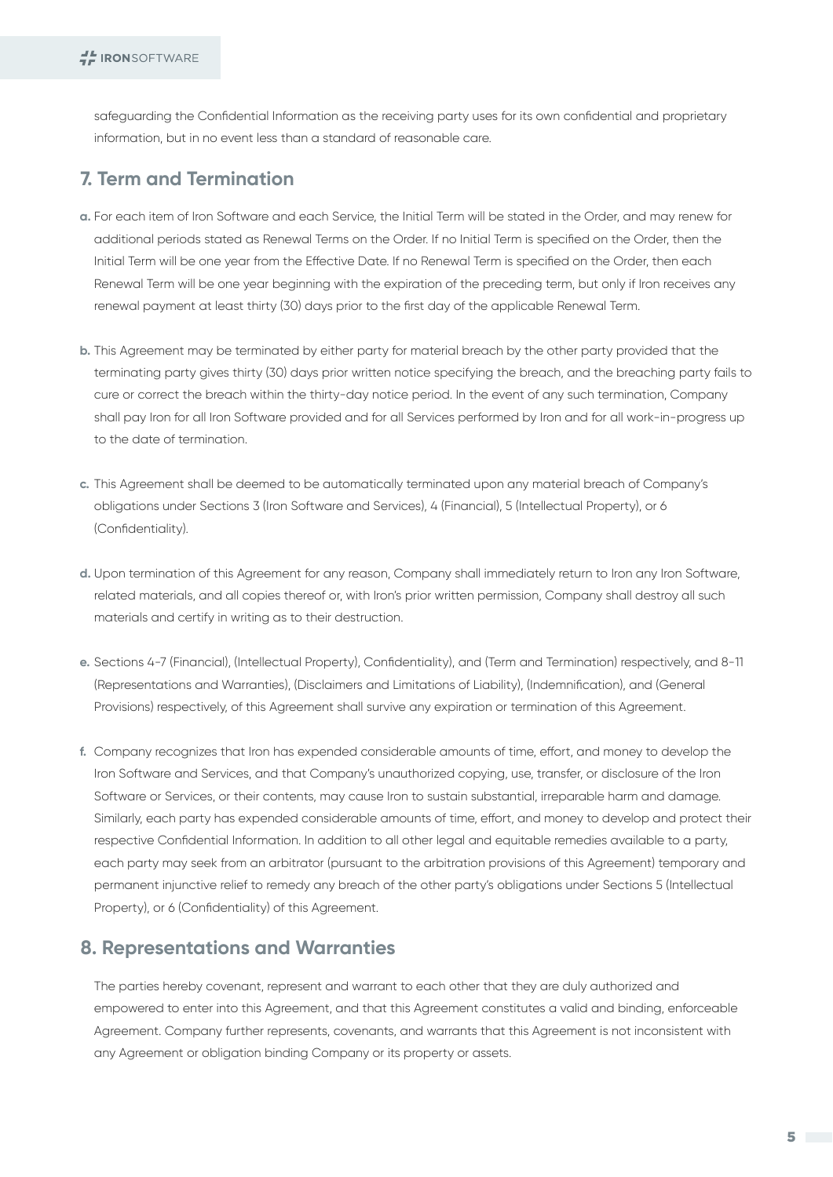safeguarding the Confidential Information as the receiving party uses for its own confidential and proprietary information, but in no event less than a standard of reasonable care.

## 7. Term and Termination

**a.** For each item of Iron Software and each Service, the Initial Term will be stated in the Order, and may renew for additional periods stated as Renewal Terms on the Order. If no Initial Term is specified on the Order, then the Initial Term will be one year from the Effective Date. If no Renewal Term is specified on the Order, then each Renewal Term will be one year beginning with the expiration of the preceding term, but only if Iron receives any renewal payment at least thirty (30) days prior to the first day of the applicable Renewal Term.

**b.** This Agreement may be terminated by either party for material breach by the other party provided that the terminating party gives thirty (30) days prior written notice specifying the breach, and the breaching party fails to cure or correct the breach within the thirty-day notice period. In the event of any such termination, Company shall pay Iron for all Iron Software provided and for all Services performed by Iron and for all work-in-progress up to the date of termination.

**c.** This Agreement shall be deemed to be automatically terminated upon any material breach of Company's obligations under Sections 3 (Iron Software and Services), 4 (Financial), 5 (Intellectual Property), or 6 (Confidentiality).

**d.** Upon termination of this Agreement for any reason, Company shall immediately return to Iron any Iron Software, related materials, and all copies thereof or, with Iron's prior written permission, Company shall destroy all such materials and certify in writing as to their destruction.

**e.** Sections 4-7 (Financial), (Intellectual Property), Confidentiality), and (Term and Termination) respectively, and 8-11 (Representations and Warranties), (Disclaimers and Limitations of Liability), (Indemnification), and (General Provisions) respectively, of this Agreement shall survive any expiration or termination of this Agreement.

**f.** Company recognizes that Iron has expended considerable amounts of time, effort, and money to develop the Iron Software and Services, and that Company's unauthorized copying, use, transfer, or disclosure of the Iron Software or Services, or their contents, may cause Iron to sustain substantial, irreparable harm and damage. Similarly, each party has expended considerable amounts of time, effort, and money to develop and protect their respective Confidential Information. In addition to all other legal and equitable remedies available to a party, each party may seek from an arbitrator (pursuant to the arbitration provisions of this Agreement) temporary and permanent injunctive relief to remedy any breach of the other party's obligations under Sections 5 (Intellectual Property), or 6 (Confidentiality) of this Agreement.

## 8. Representations and Warranties

The parties hereby covenant, represent and warrant to each other that they are duly authorized and empowered to enter into this Agreement, and that this Agreement constitutes a valid and binding, enforceable Agreement. Company further represents, covenants, and warrants that this Agreement is not inconsistent with any Agreement or obligation binding Company or its property or assets.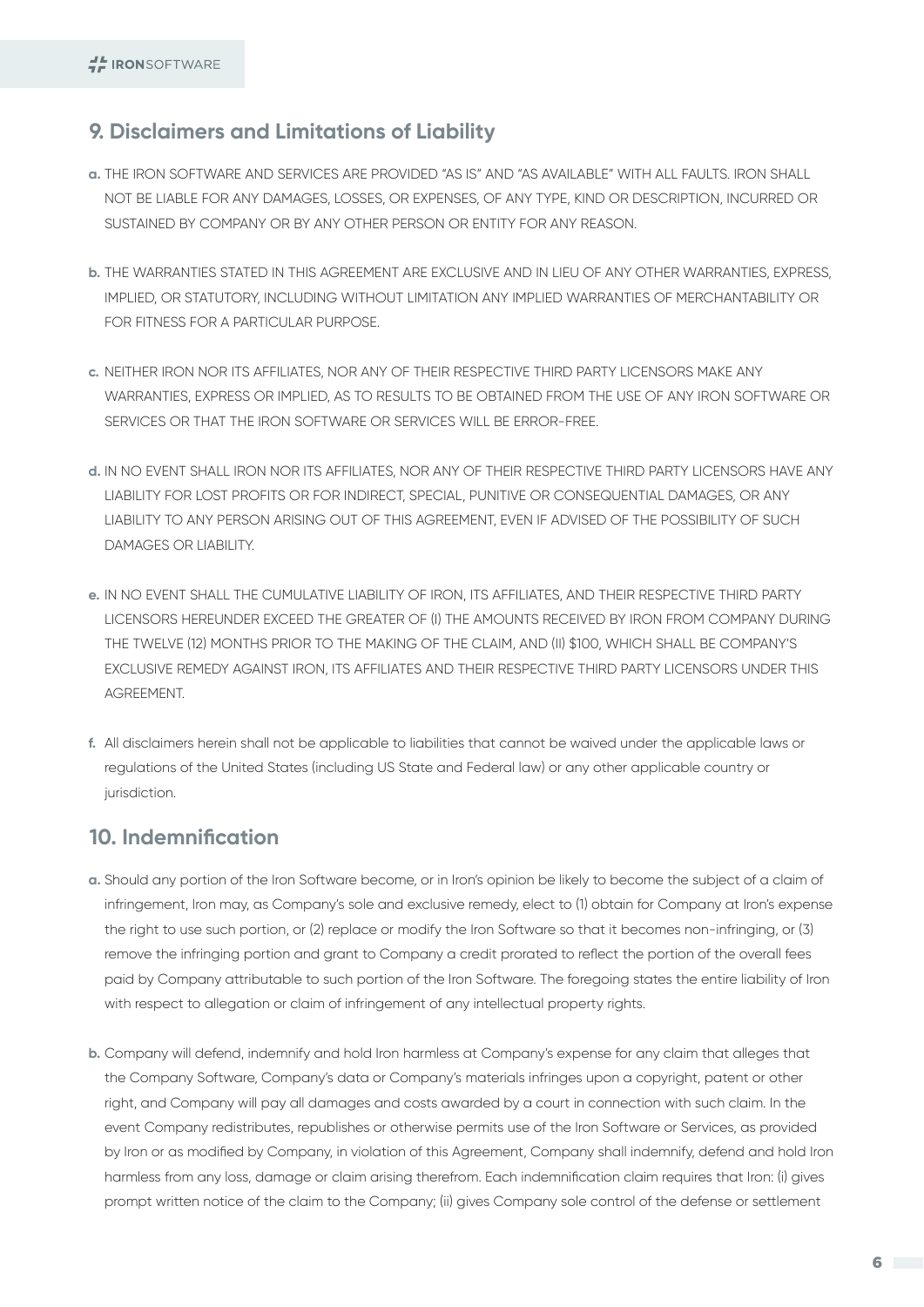## 9. Disclaimers and Limitations of Liability

**a.** THE IRON SOFTWARE AND SERVICES ARE PROVIDED "AS IS" AND "AS AVAILABLE" WITH ALL FAULTS. IRON SHALL NOT BE LIABLE FOR ANY DAMAGES, LOSSES, OR EXPENSES, OF ANY TYPE, KIND OR DESCRIPTION, INCURRED OR SUSTAINED BY COMPANY OR BY ANY OTHER PERSON OR ENTITY FOR ANY REASON.

**b.** THE WARRANTIES STATED IN THIS AGREEMENT ARE EXCLUSIVE AND IN LIEU OF ANY OTHER WARRANTIES, EXPRESS, IMPLIED, OR STATUTORY, INCLUDING WITHOUT LIMITATION ANY IMPLIED WARRANTIES OF MERCHANTABILITY OR FOR FITNESS FOR A PARTICULAR PURPOSE.

**c.** NEITHER IRON NOR ITS AFFILIATES, NOR ANY OF THEIR RESPECTIVE THIRD PARTY LICENSORS MAKE ANY WARRANTIES, EXPRESS OR IMPLIED, AS TO RESULTS TO BE OBTAINED FROM THE USE OF ANY IRON SOFTWARE OR SERVICES OR THAT THE IRON SOFTWARE OR SERVICES WILL BE ERROR-FREE.

**d.** IN NO EVENT SHALL IRON NOR ITS AFFILIATES, NOR ANY OF THEIR RESPECTIVE THIRD PARTY LICENSORS HAVE ANY LIABILITY FOR LOST PROFITS OR FOR INDIRECT, SPECIAL, PUNITIVE OR CONSEQUENTIAL DAMAGES, OR ANY LIABILITY TO ANY PERSON ARISING OUT OF THIS AGREEMENT, EVEN IF ADVISED OF THE POSSIBILITY OF SUCH DAMAGES OR LIABILITY.

**e.** IN NO EVENT SHALL THE CUMULATIVE LIABILITY OF IRON, ITS AFFILIATES, AND THEIR RESPECTIVE THIRD PARTY LICENSORS HEREUNDER EXCEED THE GREATER OF (I) THE AMOUNTS RECEIVED BY IRON FROM COMPANY DURING THE TWELVE (12) MONTHS PRIOR TO THE MAKING OF THE CLAIM, AND (II) $100, WHICH SHALL BE COMPANY'S EXCLUSIVE REMEDY AGAINST IRON, ITS AFFILIATES AND THEIR RESPECTIVE THIRD PARTY LICENSORS UNDER THIS AGREEMENT.

**f.** All disclaimers herein shall not be applicable to liabilities that cannot be waived under the applicable laws or regulations of the United States (including US State and Federal law) or any other applicable country or jurisdiction.

## 10. Indemnification

**a.** Should any portion of the Iron Software become, or in Iron's opinion be likely to become the subject of a claim of infringement, Iron may, as Company's sole and exclusive remedy, elect to (1) obtain for Company at Iron's expense the right to use such portion, or (2) replace or modify the Iron Software so that it becomes non-infringing, or (3) remove the infringing portion and grant to Company a credit prorated to reflect the portion of the overall fees paid by Company attributable to such portion of the Iron Software. The foregoing states the entire liability of Iron with respect to allegation or claim of infringement of any intellectual property rights.

**b.** Company will defend, indemnify and hold Iron harmless at Company's expense for any claim that alleges that the Company Software, Company's data or Company's materials infringes upon a copyright, patent or other right, and Company will pay all damages and costs awarded by a court in connection with such claim. In the event Company redistributes, republishes or otherwise permits use of the Iron Software or Services, as provided by Iron or as modified by Company, in violation of this Agreement, Company shall indemnify, defend and hold Iron harmless from any loss, damage or claim arising therefrom. Each indemnification claim requires that Iron: (i) gives prompt written notice of the claim to the Company; (ii) gives Company sole control of the defense or settlement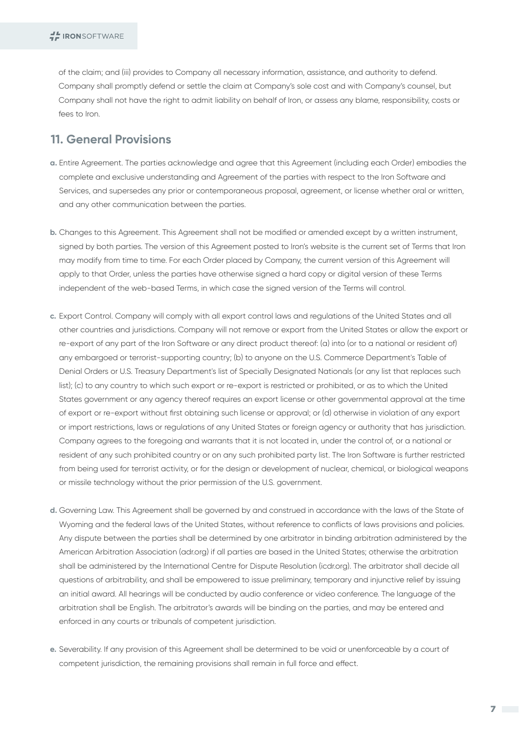of the claim; and (iii) provides to Company all necessary information, assistance, and authority to defend. Company shall promptly defend or settle the claim at Company's sole cost and with Company's counsel, but Company shall not have the right to admit liability on behalf of Iron, or assess any blame, responsibility, costs or fees to Iron.

## 11. General Provisions

**a.** Entire Agreement. The parties acknowledge and agree that this Agreement (including each Order) embodies the complete and exclusive understanding and Agreement of the parties with respect to the Iron Software and Services, and supersedes any prior or contemporaneous proposal, agreement, or license whether oral or written, and any other communication between the parties.

**b.** Changes to this Agreement. This Agreement shall not be modified or amended except by a written instrument, signed by both parties. The version of this Agreement posted to Iron's website is the current set of Terms that Iron may modify from time to time. For each Order placed by Company, the current version of this Agreement will apply to that Order, unless the parties have otherwise signed a hard copy or digital version of these Terms independent of the web-based Terms, in which case the signed version of the Terms will control.

**c.** Export Control. Company will comply with all export control laws and regulations of the United States and all other countries and jurisdictions. Company will not remove or export from the United States or allow the export or re-export of any part of the Iron Software or any direct product thereof: (a) into (or to a national or resident of) any embargoed or terrorist-supporting country; (b) to anyone on the U.S. Commerce Department's Table of Denial Orders or U.S. Treasury Department's list of Specially Designated Nationals (or any list that replaces such list); (c) to any country to which such export or re-export is restricted or prohibited, or as to which the United States government or any agency thereof requires an export license or other governmental approval at the time of export or re-export without first obtaining such license or approval; or (d) otherwise in violation of any export or import restrictions, laws or regulations of any United States or foreign agency or authority that has jurisdiction. Company agrees to the foregoing and warrants that it is not located in, under the control of, or a national or resident of any such prohibited country or on any such prohibited party list. The Iron Software is further restricted from being used for terrorist activity, or for the design or development of nuclear, chemical, or biological weapons or missile technology without the prior permission of the U.S. government.

**d.** Governing Law. This Agreement shall be governed by and construed in accordance with the laws of the State of Wyoming and the federal laws of the United States, without reference to conflicts of laws provisions and policies. Any dispute between the parties shall be determined by one arbitrator in binding arbitration administered by the American Arbitration Association (adr.org) if all parties are based in the United States; otherwise the arbitration shall be administered by the International Centre for Dispute Resolution (icdr.org). The arbitrator shall decide all questions of arbitrability, and shall be empowered to issue preliminary, temporary and injunctive relief by issuing an initial award. All hearings will be conducted by audio conference or video conference. The language of the arbitration shall be English. The arbitrator's awards will be binding on the parties, and may be entered and enforced in any courts or tribunals of competent jurisdiction.

**e.** Severability. If any provision of this Agreement shall be determined to be void or unenforceable by a court of competent jurisdiction, the remaining provisions shall remain in full force and effect.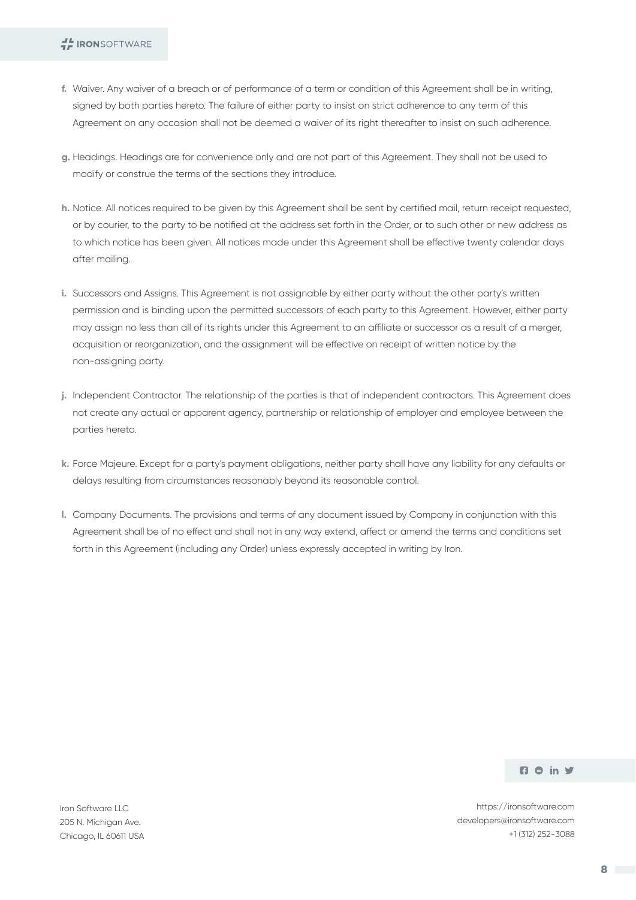f. Waiver. Any waiver of a breach or of performance of a term or condition of this Agreement shall be in writing, signed by both parties hereto. The failure of either party to insist on strict adherence to any term of this Agreement on any occasion shall not be deemed a waiver of its right thereafter to insist on such adherence.

g. Headings. Headings are for convenience only and are not part of this Agreement. They shall not be used to modify or construe the terms of the sections they introduce.

h. Notice. All notices required to be given by this Agreement shall be sent by certified mail, return receipt requested, or by courier, to the party to be notified at the address set forth in the Order, or to such other or new address as to which notice has been given. All notices made under this Agreement shall be effective twenty calendar days after mailing.

i. Successors and Assigns. This Agreement is not assignable by either party without the other party's written permission and is binding upon the permitted successors of each party to this Agreement. However, either party may assign no less than all of its rights under this Agreement to an affiliate or successor as a result of a merger, acquisition or reorganization, and the assignment will be effective on receipt of written notice by the non-assigning party.

j. Independent Contractor. The relationship of the parties is that of independent contractors. This Agreement does not create any actual or apparent agency, partnership or relationship of employer and employee between the parties hereto.

k. Force Majeure. Except for a party's payment obligations, neither party shall have any liability for any defaults or delays resulting from circumstances reasonably beyond its reasonable control.

l. Company Documents. The provisions and terms of any document issued by Company in conjunction with this Agreement shall be of no effect and shall not in any way extend, affect or amend the terms and conditions set forth in this Agreement (including any Order) unless expressly accepted in writing by Iron.